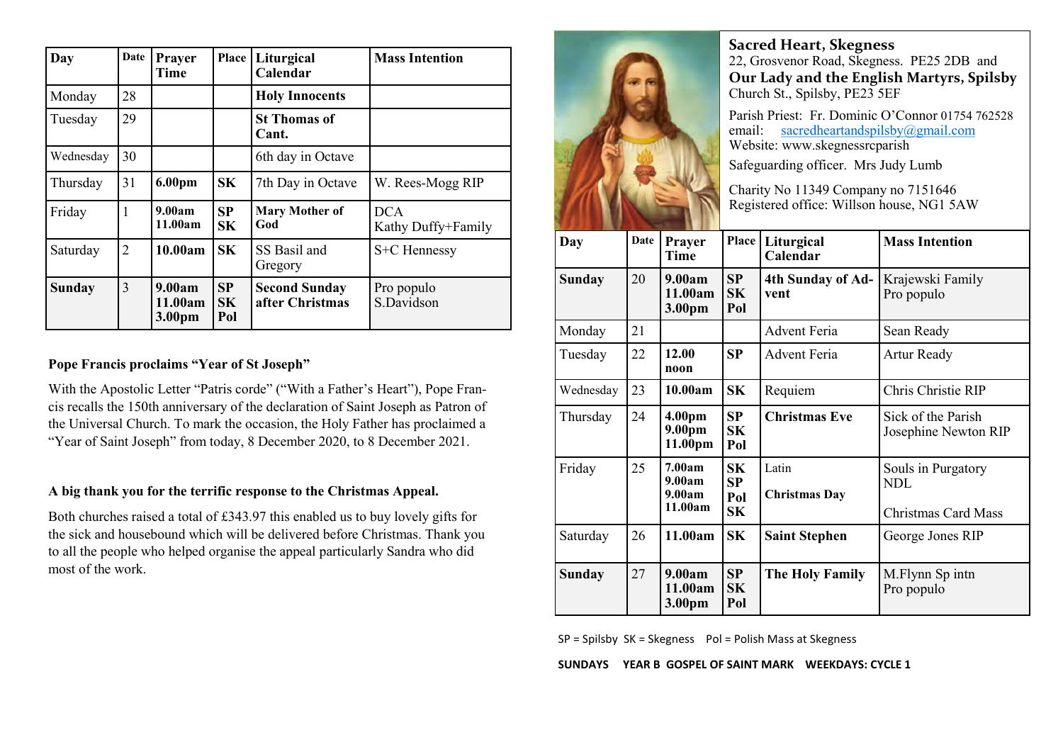| Day | Date | Prayer Time | Place | Liturgical Calendar | Mass Intention |
|---|---|---|---|---|---|
| Monday | 28 | | | **Holy Innocents** | |
| Tuesday | 29 | | | **St Thomas of Cant.** | |
| Wednesday | 30 | | | 6th day in Octave | |
| Thursday | 31 | **6.00pm** | **SK** | 7th Day in Octave | W. Rees-Mogg RIP |
| Friday | 1 | **9.00am** **11.00am** | **SP** **SK** | **Mary Mother of God** | DCA Kathy Duffy+Family |
| Saturday | 2 | **10.00am** | **SK** | SS Basil and Gregory | S+C Hennessy |
| **Sunday** | 3 | **9.00am** **11.00am** **3.00pm** | **SP** **SK** **Pol** | **Second Sunday after Christmas** | Pro populo S.Davidson |

**Pope Francis proclaims "Year of St Joseph"**

With the Apostolic Letter "Patris corde" ("With a Father's Heart"), Pope Francis recalls the 150th anniversary of the declaration of Saint Joseph as Patron of the Universal Church. To mark the occasion, the Holy Father has proclaimed a "Year of Saint Joseph" from today, 8 December 2020, to 8 December 2021.

**A big thank you for the terrific response to the Christmas Appeal.**

Both churches raised a total of £343.97 this enabled us to buy lovely gifts for the sick and housebound which will be delivered before Christmas. Thank you to all the people who helped organise the appeal particularly Sandra who did most of the work.

## Sacred Heart, Skegness

22, Grosvenor Road, Skegness. PE25 2DB and

## Our Lady and the English Martyrs, Spilsby

Church St., Spilsby, PE23 5EF

Parish Priest: Fr. Dominic O'Connor 01754 762528
email: sacredheartandspilsby@gmail.com
Website: www.skegnessrcparish

Safeguarding officer. Mrs Judy Lumb

Charity No 11349 Company no 7151646
Registered office: Willson house, NG1 5AW

| Day | Date | Prayer Time | Place | Liturgical Calendar | Mass Intention |
|---|---|---|---|---|---|
| **Sunday** | 20 | **9.00am** **11.00am** **3.00pm** | **SP** **SK** **Pol** | **4th Sunday of Advent** | Krajewski Family Pro populo |
| Monday | 21 | | | Advent Feria | Sean Ready |
| Tuesday | 22 | **12.00 noon** | **SP** | Advent Feria | Artur Ready |
| Wednesday | 23 | **10.00am** | **SK** | Requiem | Chris Christie RIP |
| Thursday | 24 | **4.00pm** **9.00pm** **11.00pm** | **SP** **SK** **Pol** | **Christmas Eve** | Sick of the Parish Josephine Newton RIP |
| Friday | 25 | **7.00am** **9.00am** **9.00am** **11.00am** | **SK** **SP** **Pol** **SK** | Latin **Christmas Day** | Souls in Purgatory NDL Christmas Card Mass |
| Saturday | 26 | **11.00am** | **SK** | **Saint Stephen** | George Jones RIP |
| **Sunday** | 27 | **9.00am** **11.00am** **3.00pm** | **SP** **SK** **Pol** | **The Holy Family** | M.Flynn Sp intn Pro populo |

SP = Spilsby SK = Skegness Pol = Polish Mass at Skegness

**SUNDAYS YEAR B GOSPEL OF SAINT MARK WEEKDAYS: CYCLE 1**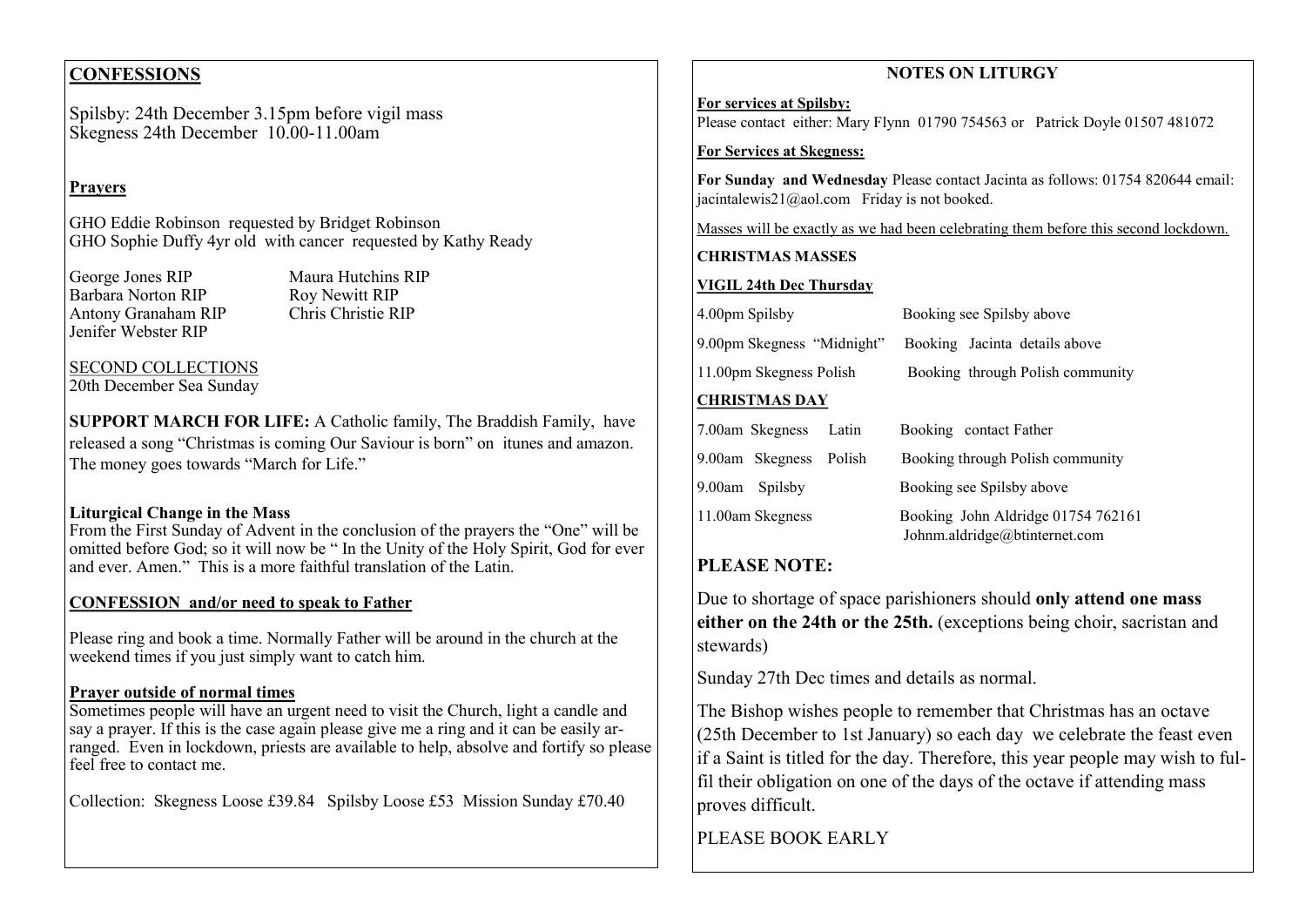## CONFESSIONS

Spilsby: 24th December 3.15pm before vigil mass
Skegness 24th December 10.00-11.00am

### Prayers

GHO Eddie Robinson requested by Bridget Robinson
GHO Sophie Duffy 4yr old with cancer requested by Kathy Ready

| | |
|---|---|
| George Jones RIP | Maura Hutchins RIP |
| Barbara Norton RIP | Roy Newitt RIP |
| Antony Granaham RIP | Chris Christie RIP |
| Jenifer Webster RIP | |

SECOND COLLECTIONS
20th December Sea Sunday

**SUPPORT MARCH FOR LIFE:** A Catholic family, The Braddish Family, have released a song "Christmas is coming Our Saviour is born" on itunes and amazon. The money goes towards "March for Life."

**Liturgical Change in the Mass**
From the First Sunday of Advent in the conclusion of the prayers the "One" will be omitted before God; so it will now be " In the Unity of the Holy Spirit, God for ever and ever. Amen." This is a more faithful translation of the Latin.

### CONFESSION and/or need to speak to Father

Please ring and book a time. Normally Father will be around in the church at the weekend times if you just simply want to catch him.

**Prayer outside of normal times**
Sometimes people will have an urgent need to visit the Church, light a candle and say a prayer. If this is the case again please give me a ring and it can be easily arranged. Even in lockdown, priests are available to help, absolve and fortify so please feel free to contact me.

Collection: Skegness Loose £39.84 Spilsby Loose £53 Mission Sunday £70.40

## NOTES ON LITURGY

**For services at Spilsby:**
Please contact either: Mary Flynn 01790 754563 or Patrick Doyle 01507 481072

**For Services at Skegness:**

**For Sunday and Wednesday** Please contact Jacinta as follows: 01754 820644 email: jacintalewis21@aol.com Friday is not booked.

Masses will be exactly as we had been celebrating them before this second lockdown.

**CHRISTMAS MASSES**

**VIGIL 24th Dec Thursday**

| | |
|---|---|
| 4.00pm Spilsby | Booking see Spilsby above |
| 9.00pm Skegness "Midnight" | Booking Jacinta details above |
| 11.00pm Skegness Polish | Booking through Polish community |

**CHRISTMAS DAY**

| | |
|---|---|
| 7.00am Skegness Latin | Booking contact Father |
| 9.00am Skegness Polish | Booking through Polish community |
| 9.00am Spilsby | Booking see Spilsby above |
| 11.00am Skegness | Booking John Aldridge 01754 762161 Johnm.aldridge@btinternet.com |

### PLEASE NOTE:

Due to shortage of space parishioners should **only attend one mass either on the 24th or the 25th.** (exceptions being choir, sacristan and stewards)

Sunday 27th Dec times and details as normal.

The Bishop wishes people to remember that Christmas has an octave (25th December to 1st January) so each day we celebrate the feast even if a Saint is titled for the day. Therefore, this year people may wish to fulfil their obligation on one of the days of the octave if attending mass proves difficult.

PLEASE BOOK EARLY